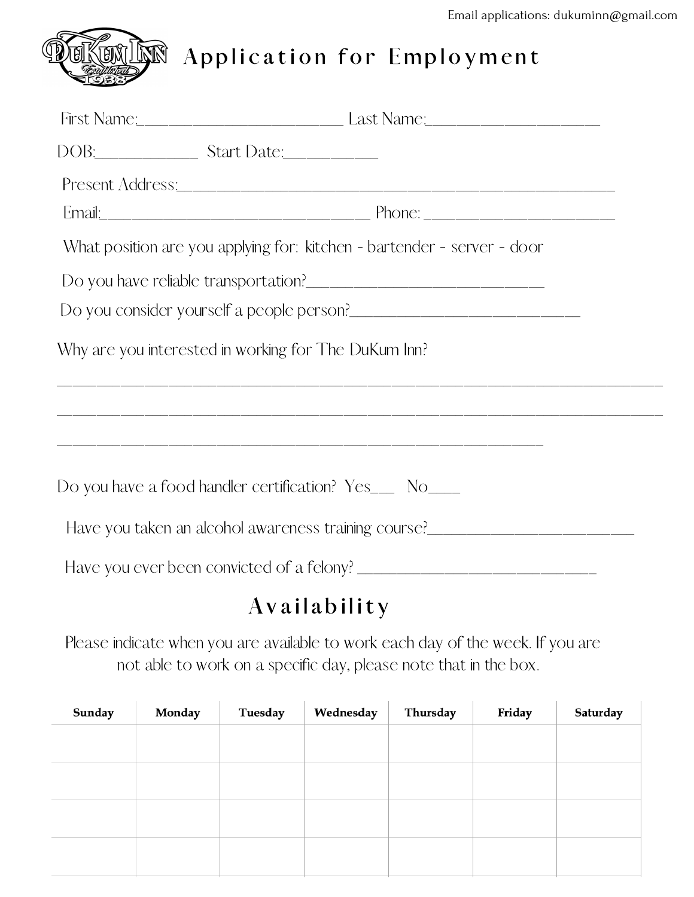Email applications: dukuminn@gmail.com

# Application for Employment

First Name:_______________________ Last Name:____________________

DOB:___________ Start Date:__________

Present Address:_____________________________________________

Email:_____________________________ Phone: ____________________

What position are you applying for: kitchen - bartender - server - door

Do you have reliable transportation?_________________________

Do you consider yourself a people person?_________________________

Why are you interested in working for The DuKum Inn?

___________________________________________________________________

___________________________________________________________________

_______________________________________________________

Do you have a food handler certification? Yes___ No____

Have you taken an alcohol awareness training course?______________________

Have you ever been convicted of a felony? _________________________

## Availability

Please indicate when you are available to work each day of the week. If you are not able to work on a specific day, please note that in the box.

| Sunday | Monday | Tuesday | Wednesday | Thursday | Friday | Saturday |
|---|---|---|---|---|---|---|
| | | | | | | |
| | | | | | | |
| | | | | | | |
| | | | | | | |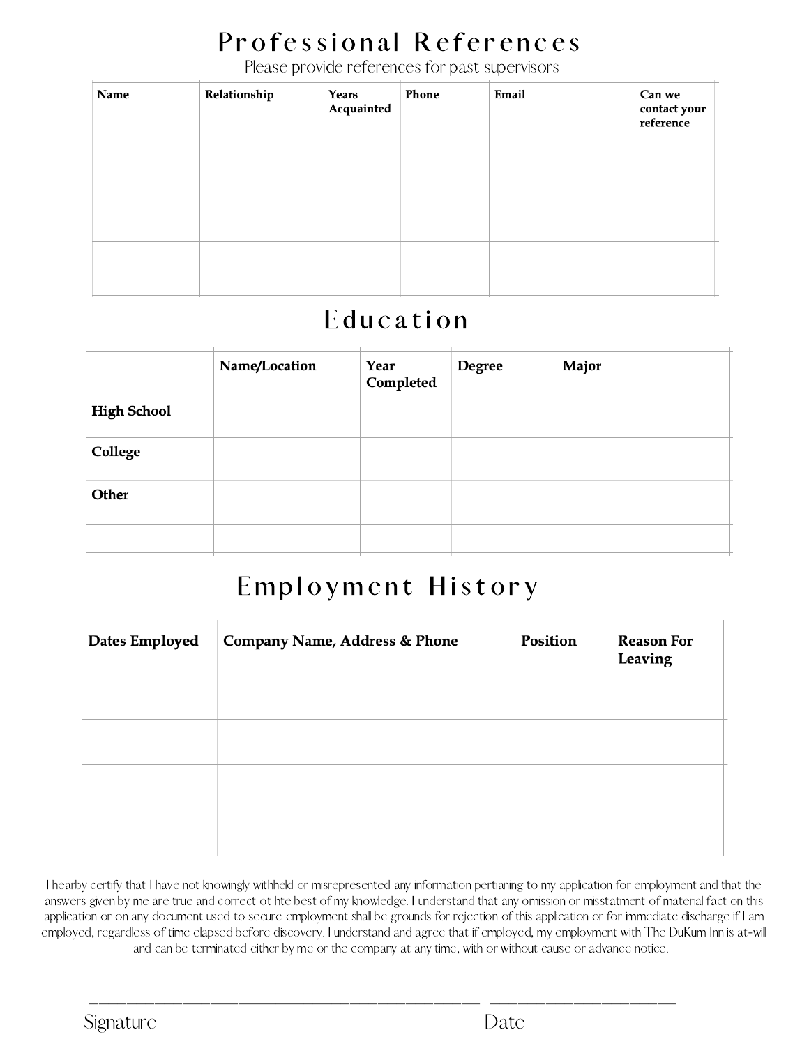# Professional References

Please provide references for past supervisors

| Name | Relationship | Years Acquainted | Phone | Email | Can we contact your reference |
| --- | --- | --- | --- | --- | --- |
| | | | | | |
| | | | | | |
| | | | | | |

# Education

| | Name/Location | Year Completed | Degree | Major |
| --- | --- | --- | --- | --- |
| **High School** | | | | |
| **College** | | | | |
| **Other** | | | | |
| | | | | |

# Employment History

| Dates Employed | Company Name, Address & Phone | Position | Reason For Leaving |
| --- | --- | --- | --- |
| | | | |
| | | | |
| | | | |
| | | | |

I hearby certify that I have not knowingly withheld or misrepresented any information pertianing to my application for employment and that the answers given by me are true and correct ot hte best of my knowledge. I understand that any omission or misstatment of material fact on this application or on any document used to secure employment shall be grounds for rejection of this application or for immediate discharge if I am employed, regardless of time elapsed before discovery. I understand and agree that if employed, my employment with The DuKum Inn is at-will and can be terminated either by me or the company at any time, with or without cause or advance notice.

Signature ______________________ Date ______________